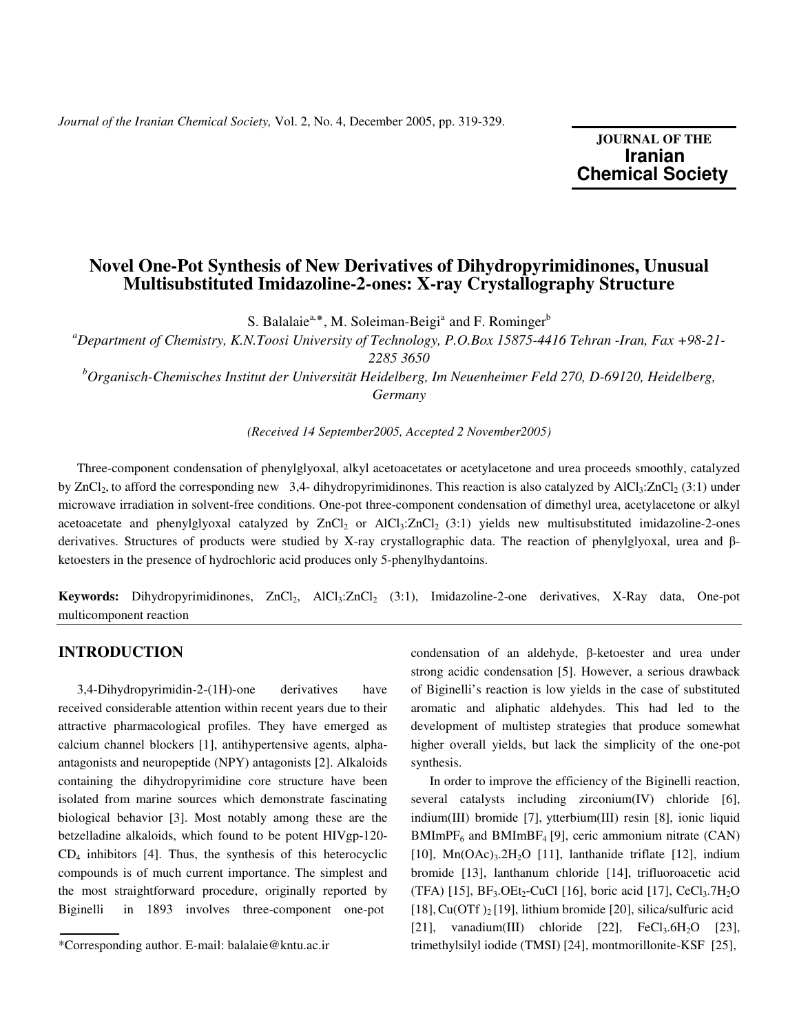# Novel One-Pot Synthesis of New Derivatives of Dihydropyrimidinones, Unusual Multisubstituted Imidazoline-2-ones: X-ray Crystallography Structure

S. Balalaie[a,*], M. Soleiman-Beigi[a] and F. Rominger[b]

[a]*Department of Chemistry, K.N.Toosi University of Technology, P.O.Box 15875-4416 Tehran -Iran, Fax +98-21-2285 3650*

[b]*Organisch-Chemisches Institut der Universität Heidelberg, Im Neuenheimer Feld 270, D-69120, Heidelberg, Germany*

*(Received 14 September2005, Accepted 2 November2005)*

Three-component condensation of phenylglyoxal, alkyl acetoacetates or acetylacetone and urea proceeds smoothly, catalyzed by $ZnCl_2$, to afford the corresponding new 3,4- dihydropyrimidinones. This reaction is also catalyzed by $AlCl_3$:$ZnCl_2$ (3:1) under microwave irradiation in solvent-free conditions. One-pot three-component condensation of dimethyl urea, acetylacetone or alkyl acetoacetate and phenylglyoxal catalyzed by $ZnCl_2$ or $AlCl_3$:$ZnCl_2$ (3:1) yields new multisubstituted imidazoline-2-ones derivatives. Structures of products were studied by X-ray crystallographic data. The reaction of phenylglyoxal, urea and β-ketoesters in the presence of hydrochloric acid produces only 5-phenylhydantoins.

**Keywords:** Dihydropyrimidinones, $ZnCl_2$, $AlCl_3$:$ZnCl_2$ (3:1), Imidazoline-2-one derivatives, X-Ray data, One-pot multicomponent reaction

## INTRODUCTION

3,4-Dihydropyrimidin-2-(1H)-one derivatives have received considerable attention within recent years due to their attractive pharmacological profiles. They have emerged as calcium channel blockers [1], antihypertensive agents, alpha-antagonists and neuropeptide (NPY) antagonists [2]. Alkaloids containing the dihydropyrimidine core structure have been isolated from marine sources which demonstrate fascinating biological behavior [3]. Most notably among these are the betzelladine alkaloids, which found to be potent HIVgp-120-$CD_4$ inhibitors [4]. Thus, the synthesis of this heterocyclic compounds is of much current importance. The simplest and the most straightforward procedure, originally reported by Biginelli in 1893 involves three-component one-pot condensation of an aldehyde, β-ketoester and urea under strong acidic condensation [5]. However, a serious drawback of Biginelli's reaction is low yields in the case of substituted aromatic and aliphatic aldehydes. This had led to the development of multistep strategies that produce somewhat higher overall yields, but lack the simplicity of the one-pot synthesis.

In order to improve the efficiency of the Biginelli reaction, several catalysts including zirconium(IV) chloride [6], indium(III) bromide [7], ytterbium(III) resin [8], ionic liquid $BMImPF_6$ and $BMImBF_4$ [9], ceric ammonium nitrate (CAN) [10], $Mn(OAc)_3.2H_2O$ [11], lanthanide triflate [12], indium bromide [13], lanthanum chloride [14], trifluoroacetic acid (TFA) [15], $BF_3.OEt_2$-CuCl [16], boric acid [17], $CeCl_3.7H_2O$ [18], $Cu(OTf)_2$ [19], lithium bromide [20], silica/sulfuric acid [21], vanadium(III) chloride [22], $FeCl_3.6H_2O$ [23], trimethylsilyl iodide (TMSI) [24], montmorillonite-KSF [25],

*Corresponding author. E-mail: balalaie@kntu.ac.ir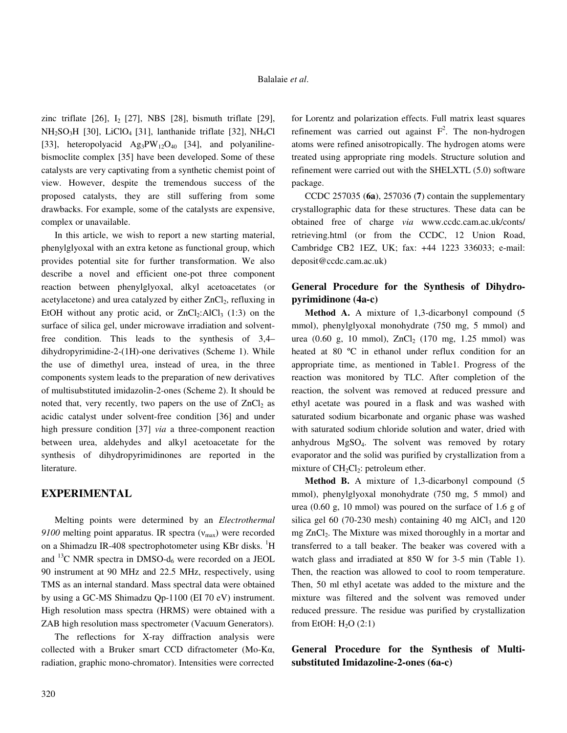zinc triflate [26], $I_2$ [27], NBS [28], bismuth triflate [29], $NH_2SO_3H$ [30], $LiClO_4$ [31], lanthanide triflate [32], $NH_4Cl$ [33], heteropolyacid $Ag_3PW_{12}O_{40}$ [34], and polyaniline-bismoclite complex [35] have been developed. Some of these catalysts are very captivating from a synthetic chemist point of view. However, despite the tremendous success of the proposed catalysts, they are still suffering from some drawbacks. For example, some of the catalysts are expensive, complex or unavailable.

In this article, we wish to report a new starting material, phenylglyoxal with an extra ketone as functional group, which provides potential site for further transformation. We also describe a novel and efficient one-pot three component reaction between phenylglyoxal, alkyl acetoacetates (or acetylacetone) and urea catalyzed by either $ZnCl_2$, refluxing in EtOH without any protic acid, or $ZnCl_2$:$AlCl_3$ (1:3) on the surface of silica gel, under microwave irradiation and solvent-free condition. This leads to the synthesis of 3,4–dihydropyrimidine-2-(1H)-one derivatives (Scheme 1). While the use of dimethyl urea, instead of urea, in the three components system leads to the preparation of new derivatives of multisubstituted imidazolin-2-ones (Scheme 2). It should be noted that, very recently, two papers on the use of $ZnCl_2$ as acidic catalyst under solvent-free condition [36] and under high pressure condition [37] *via* a three-component reaction between urea, aldehydes and alkyl acetoacetate for the synthesis of dihydropyrimidinones are reported in the literature.

## EXPERIMENTAL

Melting points were determined by an *Electrothermal 9100* melting point apparatus. IR spectra ($\nu_{max}$) were recorded on a Shimadzu IR-408 spectrophotometer using KBr disks. $^1H$ and $^{13}C$ NMR spectra in DMSO-$d_6$ were recorded on a JEOL 90 instrument at 90 MHz and 22.5 MHz, respectively, using TMS as an internal standard. Mass spectral data were obtained by using a GC-MS Shimadzu Qp-1100 (EI 70 eV) instrument. High resolution mass spectra (HRMS) were obtained with a ZAB high resolution mass spectrometer (Vacuum Generators).

The reflections for X-ray diffraction analysis were collected with a Bruker smart CCD difractometer (Mo-Kα, radiation, graphic mono-chromator). Intensities were corrected for Lorentz and polarization effects. Full matrix least squares refinement was carried out against $F^2$. The non-hydrogen atoms were refined anisotropically. The hydrogen atoms were treated using appropriate ring models. Structure solution and refinement were carried out with the SHELXTL (5.0) software package.

CCDC 257035 (**6a**), 257036 (**7**) contain the supplementary crystallographic data for these structures. These data can be obtained free of charge *via* www.ccdc.cam.ac.uk/conts/retrieving.html (or from the CCDC, 12 Union Road, Cambridge CB2 1EZ, UK; fax: +44 1223 336033; e-mail: deposit@ccdc.cam.ac.uk)

### General Procedure for the Synthesis of Dihydro-pyrimidinone (4a-c)

**Method A.** A mixture of 1,3-dicarbonyl compound (5 mmol), phenylglyoxal monohydrate (750 mg, 5 mmol) and urea (0.60 g, 10 mmol), $ZnCl_2$ (170 mg, 1.25 mmol) was heated at 80 ºC in ethanol under reflux condition for an appropriate time, as mentioned in Table1. Progress of the reaction was monitored by TLC. After completion of the reaction, the solvent was removed at reduced pressure and ethyl acetate was poured in a flask and was washed with saturated sodium bicarbonate and organic phase was washed with saturated sodium chloride solution and water, dried with anhydrous $MgSO_4$. The solvent was removed by rotary evaporator and the solid was purified by crystallization from a mixture of $CH_2Cl_2$: petroleum ether.

**Method B.** A mixture of 1,3-dicarbonyl compound (5 mmol), phenylglyoxal monohydrate (750 mg, 5 mmol) and urea (0.60 g, 10 mmol) was poured on the surface of 1.6 g of silica gel 60 (70-230 mesh) containing 40 mg $AlCl_3$ and 120 mg $ZnCl_2$. The Mixture was mixed thoroughly in a mortar and transferred to a tall beaker. The beaker was covered with a watch glass and irradiated at 850 W for 3-5 min (Table 1). Then, the reaction was allowed to cool to room temperature. Then, 50 ml ethyl acetate was added to the mixture and the mixture was filtered and the solvent was removed under reduced pressure. The residue was purified by crystallization from EtOH: $H_2O$ (2:1)

### General Procedure for the Synthesis of Multi-substituted Imidazoline-2-ones (6a-c)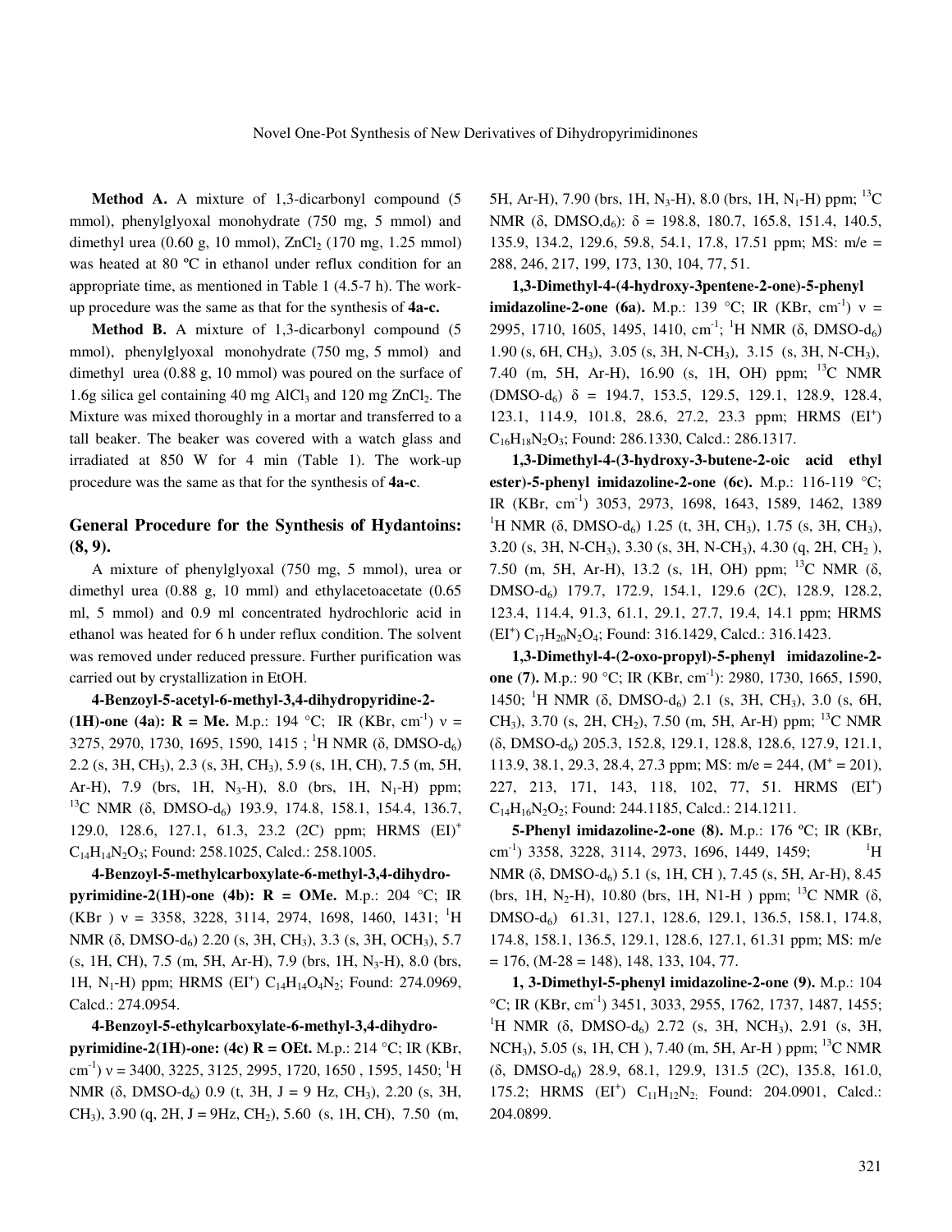**Method A.** A mixture of 1,3-dicarbonyl compound (5 mmol), phenylglyoxal monohydrate (750 mg, 5 mmol) and dimethyl urea (0.60 g, 10 mmol), $ZnCl_2$ (170 mg, 1.25 mmol) was heated at 80 ºC in ethanol under reflux condition for an appropriate time, as mentioned in Table 1 (4.5-7 h). The work-up procedure was the same as that for the synthesis of **4a-c.**

**Method B.** A mixture of 1,3-dicarbonyl compound (5 mmol), phenylglyoxal monohydrate (750 mg, 5 mmol) and dimethyl urea (0.88 g, 10 mmol) was poured on the surface of 1.6g silica gel containing 40 mg $AlCl_3$ and 120 mg $ZnCl_2$. The Mixture was mixed thoroughly in a mortar and transferred to a tall beaker. The beaker was covered with a watch glass and irradiated at 850 W for 4 min (Table 1). The work-up procedure was the same as that for the synthesis of **4a-c**.

## General Procedure for the Synthesis of Hydantoins: (8, 9).

A mixture of phenylglyoxal (750 mg, 5 mmol), urea or dimethyl urea (0.88 g, 10 mml) and ethylacetoacetate (0.65 ml, 5 mmol) and 0.9 ml concentrated hydrochloric acid in ethanol was heated for 6 h under reflux condition. The solvent was removed under reduced pressure. Further purification was carried out by crystallization in EtOH.

**4-Benzoyl-5-acetyl-6-methyl-3,4-dihydropyridine-2-(1H)-one (4a): R = Me.** M.p.: 194 °C; IR (KBr, $cm^{-1}$) ν = 3275, 2970, 1730, 1695, 1590, 1415 ; $^1H$ NMR (δ, DMSO-$d_6$) 2.2 (s, 3H, $CH_3$), 2.3 (s, 3H, $CH_3$), 5.9 (s, 1H, CH), 7.5 (m, 5H, Ar-H), 7.9 (brs, 1H, $N_3$-H), 8.0 (brs, 1H, $N_1$-H) ppm; $^{13}C$ NMR (δ, DMSO-$d_6$) 193.9, 174.8, 158.1, 154.4, 136.7, 129.0, 128.6, 127.1, 61.3, 23.2 (2C) ppm; HRMS $(EI)^+$ $C_{14}H_{14}N_2O_3$; Found: 258.1025, Calcd.: 258.1005.

**4-Benzoyl-5-methylcarboxylate-6-methyl-3,4-dihydro-pyrimidine-2(1H)-one (4b): R = OMe.** M.p.: 204 °C; IR (KBr ) ν = 3358, 3228, 3114, 2974, 1698, 1460, 1431; $^1H$ NMR (δ, DMSO-$d_6$) 2.20 (s, 3H, $CH_3$), 3.3 (s, 3H, $OCH_3$), 5.7 (s, 1H, CH), 7.5 (m, 5H, Ar-H), 7.9 (brs, 1H, $N_3$-H), 8.0 (brs, 1H, $N_1$-H) ppm; HRMS ($EI^+$) $C_{14}H_{14}O_4N_2$; Found: 274.0969, Calcd.: 274.0954.

**4-Benzoyl-5-ethylcarboxylate-6-methyl-3,4-dihydro-pyrimidine-2(1H)-one: (4c) R = OEt.** M.p.: 214 °C; IR (KBr, $cm^{-1}$) ν = 3400, 3225, 3125, 2995, 1720, 1650 , 1595, 1450; $^1H$ NMR (δ, DMSO-$d_6$) 0.9 (t, 3H, J = 9 Hz, $CH_3$), 2.20 (s, 3H, $CH_3$), 3.90 (q, 2H, J = 9Hz, $CH_2$), 5.60 (s, 1H, CH), 7.50 (m, 5H, Ar-H), 7.90 (brs, 1H, $N_3$-H), 8.0 (brs, 1H, $N_1$-H) ppm; $^{13}C$ NMR (δ, DMSO,$d_6$): δ = 198.8, 180.7, 165.8, 151.4, 140.5, 135.9, 134.2, 129.6, 59.8, 54.1, 17.8, 17.51 ppm; MS: m/e = 288, 246, 217, 199, 173, 130, 104, 77, 51.

**1,3-Dimethyl-4-(4-hydroxy-3pentene-2-one)-5-phenyl imidazoline-2-one (6a).** M.p.: 139 °C; IR (KBr, $cm^{-1}$) ν = 2995, 1710, 1605, 1495, 1410, $cm^{-1}$; $^1H$ NMR (δ, DMSO-$d_6$) 1.90 (s, 6H, $CH_3$), 3.05 (s, 3H, N-$CH_3$), 3.15 (s, 3H, N-$CH_3$), 7.40 (m, 5H, Ar-H), 16.90 (s, 1H, OH) ppm; $^{13}C$ NMR (DMSO-$d_6$) δ = 194.7, 153.5, 129.5, 129.1, 128.9, 128.4, 123.1, 114.9, 101.8, 28.6, 27.2, 23.3 ppm; HRMS ($EI^+$) $C_{16}H_{18}N_2O_3$; Found: 286.1330, Calcd.: 286.1317.

**1,3-Dimethyl-4-(3-hydroxy-3-butene-2-oic acid ethyl ester)-5-phenyl imidazoline-2-one (6c).** M.p.: 116-119 °C; IR (KBr, $cm^{-1}$) 3053, 2973, 1698, 1643, 1589, 1462, 1389 $^1H$ NMR (δ, DMSO-$d_6$) 1.25 (t, 3H, $CH_3$), 1.75 (s, 3H, $CH_3$), 3.20 (s, 3H, N-$CH_3$), 3.30 (s, 3H, N-$CH_3$), 4.30 (q, 2H, $CH_2$ ), 7.50 (m, 5H, Ar-H), 13.2 (s, 1H, OH) ppm; $^{13}C$ NMR (δ, DMSO-$d_6$) 179.7, 172.9, 154.1, 129.6 (2C), 128.9, 128.2, 123.4, 114.4, 91.3, 61.1, 29.1, 27.7, 19.4, 14.1 ppm; HRMS ($EI^+$) $C_{17}H_{20}N_2O_4$; Found: 316.1429, Calcd.: 316.1423.

**1,3-Dimethyl-4-(2-oxo-propyl)-5-phenyl imidazoline-2-one (7).** M.p.: 90 °C; IR (KBr, $cm^{-1}$): 2980, 1730, 1665, 1590, 1450; $^1H$ NMR (δ, DMSO-$d_6$) 2.1 (s, 3H, $CH_3$), 3.0 (s, 6H, $CH_3$), 3.70 (s, 2H, $CH_2$), 7.50 (m, 5H, Ar-H) ppm; $^{13}C$ NMR (δ, DMSO-$d_6$) 205.3, 152.8, 129.1, 128.8, 128.6, 127.9, 121.1, 113.9, 38.1, 29.3, 28.4, 27.3 ppm; MS: m/e = 244, ($M^+$ = 201), 227, 213, 171, 143, 118, 102, 77, 51. HRMS ($EI^+$) $C_{14}H_{16}N_2O_2$; Found: 244.1185, Calcd.: 214.1211.

**5-Phenyl imidazoline-2-one (8).** M.p.: 176 ºC; IR (KBr, $cm^{-1}$) 3358, 3228, 3114, 2973, 1696, 1449, 1459; $^1H$ NMR (δ, DMSO-$d_6$) 5.1 (s, 1H, CH ), 7.45 (s, 5H, Ar-H), 8.45 (brs, 1H, $N_2$-H), 10.80 (brs, 1H, N1-H ) ppm; $^{13}C$ NMR (δ, DMSO-$d_6$) 61.31, 127.1, 128.6, 129.1, 136.5, 158.1, 174.8, 174.8, 158.1, 136.5, 129.1, 128.6, 127.1, 61.31 ppm; MS: m/e = 176, (M-28 = 148), 148, 133, 104, 77.

**1, 3-Dimethyl-5-phenyl imidazoline-2-one (9).** M.p.: 104 °C; IR (KBr, $cm^{-1}$) 3451, 3033, 2955, 1762, 1737, 1487, 1455; $^1H$ NMR (δ, DMSO-$d_6$) 2.72 (s, 3H, $NCH_3$), 2.91 (s, 3H, $NCH_3$), 5.05 (s, 1H, CH ), 7.40 (m, 5H, Ar-H ) ppm; $^{13}C$ NMR (δ, DMSO-$d_6$) 28.9, 68.1, 129.9, 131.5 (2C), 135.8, 161.0, 175.2; HRMS ($EI^+$) $C_{11}H_{12}N_2$; Found: 204.0901, Calcd.: 204.0899.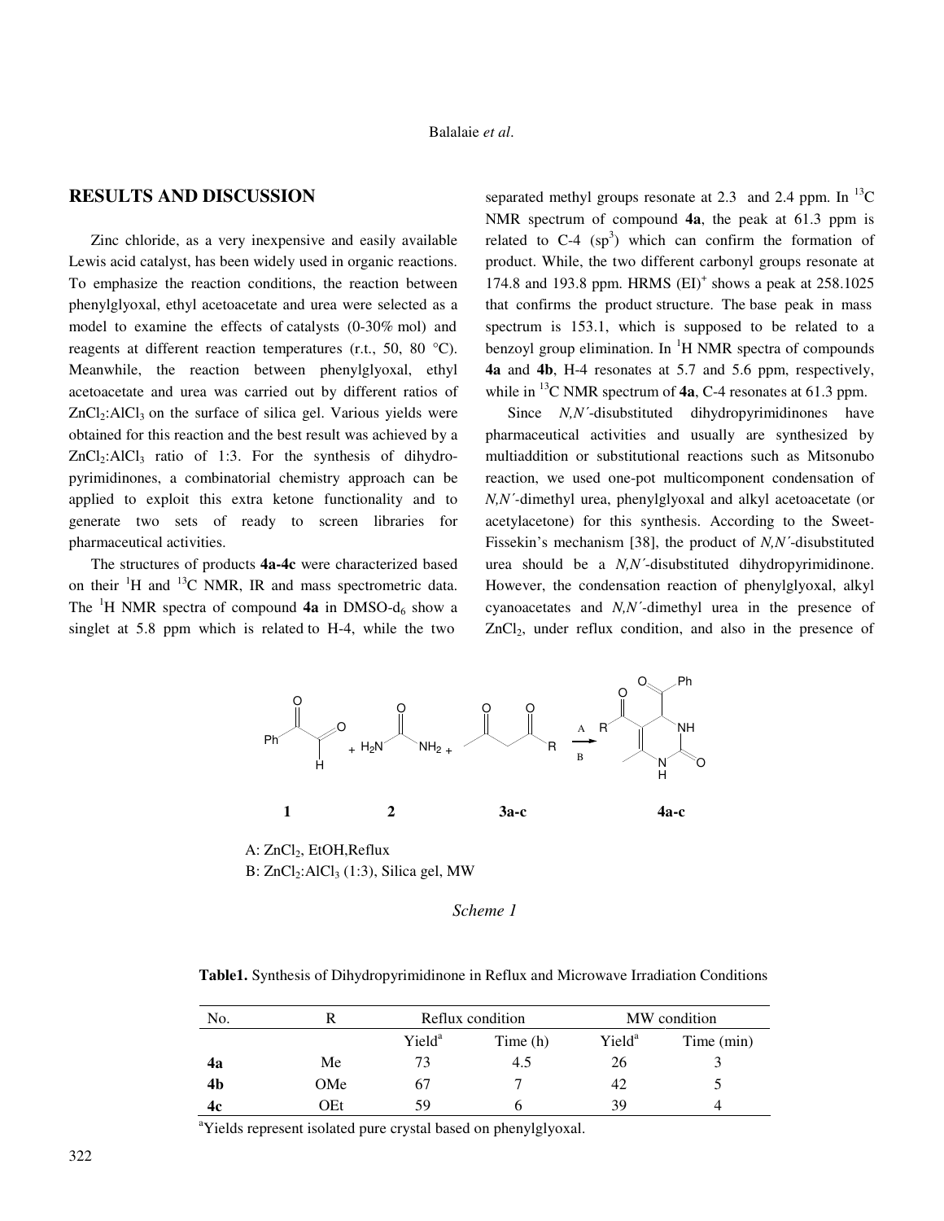## RESULTS AND DISCUSSION

Zinc chloride, as a very inexpensive and easily available Lewis acid catalyst, has been widely used in organic reactions. To emphasize the reaction conditions, the reaction between phenylglyoxal, ethyl acetoacetate and urea were selected as a model to examine the effects of catalysts (0-30% mol) and reagents at different reaction temperatures (r.t., 50, 80 °C). Meanwhile, the reaction between phenylglyoxal, ethyl acetoacetate and urea was carried out by different ratios of $ZnCl_2$:$AlCl_3$ on the surface of silica gel. Various yields were obtained for this reaction and the best result was achieved by a $ZnCl_2$:$AlCl_3$ ratio of 1:3. For the synthesis of dihydropyrimidinones, a combinatorial chemistry approach can be applied to exploit this extra ketone functionality and to generate two sets of ready to screen libraries for pharmaceutical activities.

The structures of products **4a-4c** were characterized based on their $^1$H and $^{13}$C NMR, IR and mass spectrometric data. The $^1$H NMR spectra of compound **4a** in DMSO-$d_6$ show a singlet at 5.8 ppm which is related to H-4, while the two separated methyl groups resonate at 2.3 and 2.4 ppm. In $^{13}$C NMR spectrum of compound **4a**, the peak at 61.3 ppm is related to C-4 ($sp^3$) which can confirm the formation of product. While, the two different carbonyl groups resonate at 174.8 and 193.8 ppm. HRMS $(EI)^+$ shows a peak at 258.1025 that confirms the product structure. The base peak in mass spectrum is 153.1, which is supposed to be related to a benzoyl group elimination. In $^1$H NMR spectra of compounds **4a** and **4b**, H-4 resonates at 5.7 and 5.6 ppm, respectively, while in $^{13}$C NMR spectrum of **4a**, C-4 resonates at 61.3 ppm.

Since *N,N´*-disubstituted dihydropyrimidinones have pharmaceutical activities and usually are synthesized by multiaddition or substitutional reactions such as Mitsonubo reaction, we used one-pot multicomponent condensation of *N,N´*-dimethyl urea, phenylglyoxal and alkyl acetoacetate (or acetylacetone) for this synthesis. According to the Sweet-Fissekin's mechanism [38], the product of *N,N´*-disubstituted urea should be a *N,N´*-disubstituted dihydropyrimidinone. However, the condensation reaction of phenylglyoxal, alkyl cyanoacetates and *N,N´*-dimethyl urea in the presence of $ZnCl_2$, under reflux condition, and also in the presence of

**1** + **2** + **3a-c** → **4a-c**

A: $ZnCl_2$, EtOH, Reflux

B: $ZnCl_2$:$AlCl_3$ (1:3), Silica gel, MW

*Scheme 1*

**Table1.** Synthesis of Dihydropyrimidinone in Reflux and Microwave Irradiation Conditions

| No. | R | Reflux condition | | MW condition | |
|---|---|---|---|---|---|
| | | Yield[a] | Time (h) | Yield[a] | Time (min) |
| **4a** | Me | 73 | 4.5 | 26 | 3 |
| **4b** | OMe | 67 | 7 | 42 | 5 |
| **4c** | OEt | 59 | 6 | 39 | 4 |

[a]Yields represent isolated pure crystal based on phenylglyoxal.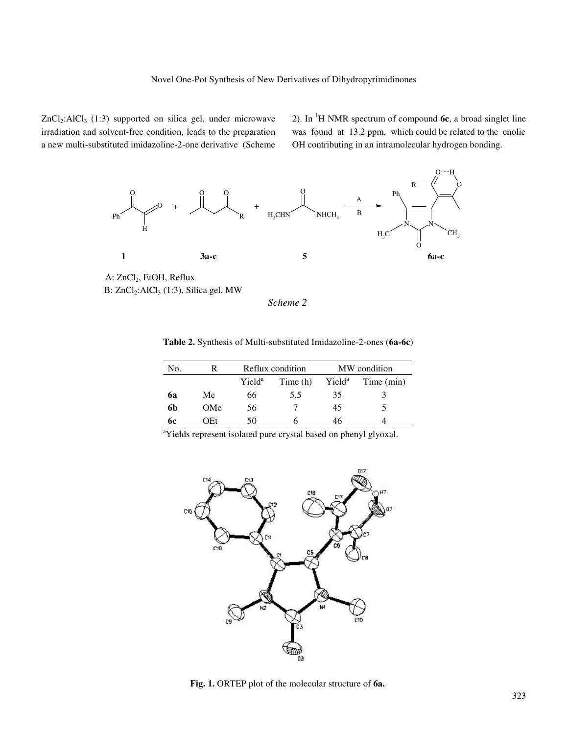$ZnCl_2$:$AlCl_3$ (1:3) supported on silica gel, under microwave irradiation and solvent-free condition, leads to the preparation a new multi-substituted imidazoline-2-one derivative (Scheme 2). In $^1H$ NMR spectrum of compound **6c**, a broad singlet line was found at 13.2 ppm, which could be related to the enolic OH contributing in an intramolecular hydrogen bonding.

A: $ZnCl_2$, EtOH, Reflux
B: $ZnCl_2$:$AlCl_3$ (1:3), Silica gel, MW

*Scheme 2*

**Table 2.** Synthesis of Multi-substituted Imidazoline-2-ones (**6a-6c**)

| No. | R | Reflux condition | | MW condition | |
|---|---|---|---|---|---|
| | | Yield[a] | Time (h) | Yield[a] | Time (min) |
| **6a** | Me | 66 | 5.5 | 35 | 3 |
| **6b** | OMe | 56 | 7 | 45 | 5 |
| **6c** | OEt | 50 | 6 | 46 | 4 |

[a]Yields represent isolated pure crystal based on phenyl glyoxal.

**Fig. 1.** ORTEP plot of the molecular structure of **6a.**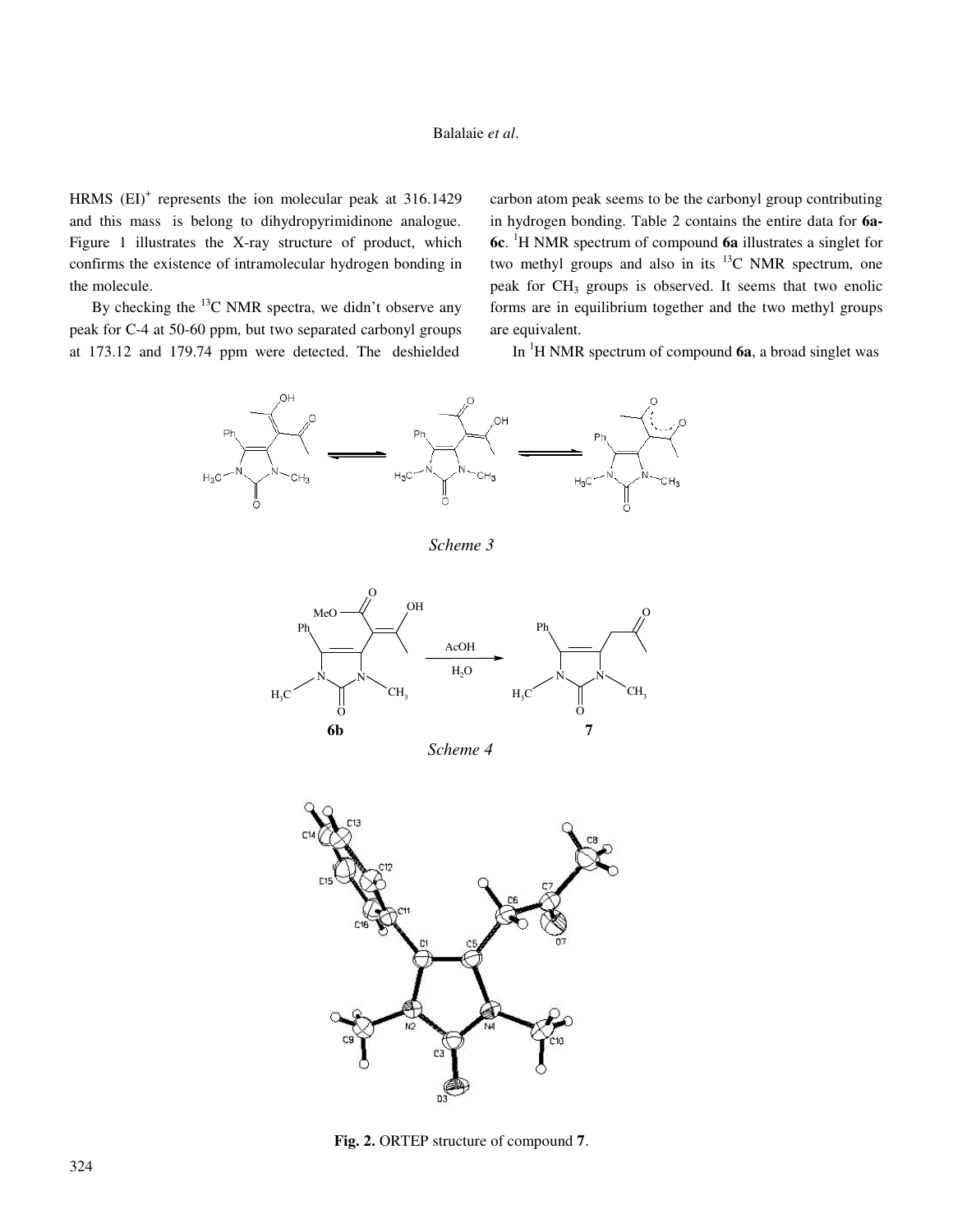HRMS (EI)$^+$ represents the ion molecular peak at 316.1429 and this mass is belong to dihydropyrimidinone analogue. Figure 1 illustrates the X-ray structure of product, which confirms the existence of intramolecular hydrogen bonding in the molecule.

By checking the $^{13}$C NMR spectra, we didn't observe any peak for C-4 at 50-60 ppm, but two separated carbonyl groups at 173.12 and 179.74 ppm were detected. The deshielded carbon atom peak seems to be the carbonyl group contributing in hydrogen bonding. Table 2 contains the entire data for **6a-6c**. $^1$H NMR spectrum of compound **6a** illustrates a singlet for two methyl groups and also in its $^{13}$C NMR spectrum, one peak for $CH_3$ groups is observed. It seems that two enolic forms are in equilibrium together and the two methyl groups are equivalent.

In $^1$H NMR spectrum of compound **6a**, a broad singlet was

*Scheme 3*

*Scheme 4*

**Fig. 2.** ORTEP structure of compound **7**.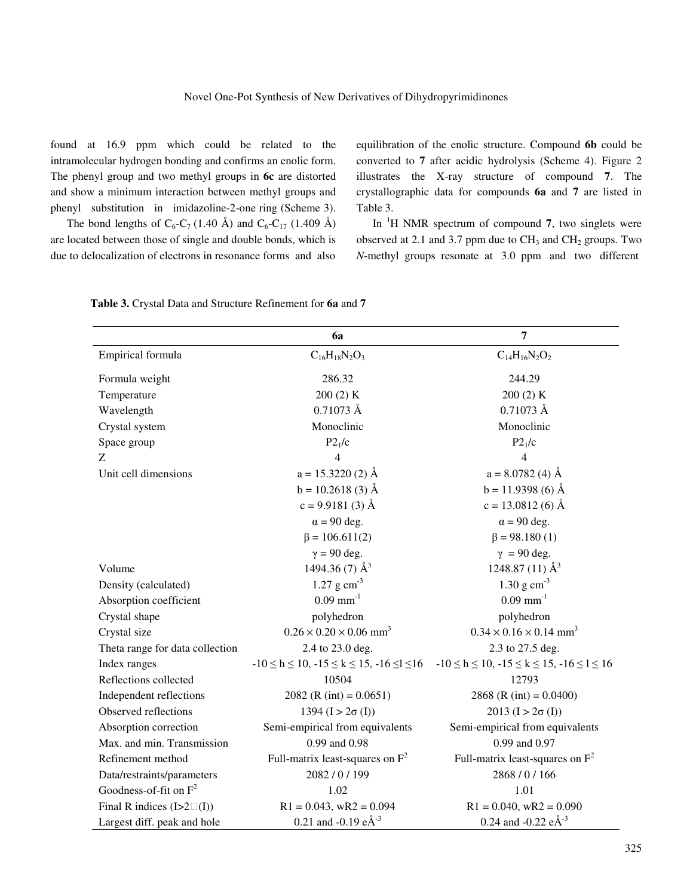found at 16.9 ppm which could be related to the intramolecular hydrogen bonding and confirms an enolic form. The phenyl group and two methyl groups in **6c** are distorted and show a minimum interaction between methyl groups and phenyl substitution in imidazoline-2-one ring (Scheme 3).

The bond lengths of $C_6$-$C_7$ (1.40 Å) and $C_6$-$C_{17}$ (1.409 Å) are located between those of single and double bonds, which is due to delocalization of electrons in resonance forms and also equilibration of the enolic structure. Compound **6b** could be converted to **7** after acidic hydrolysis (Scheme 4). Figure 2 illustrates the X-ray structure of compound **7**. The crystallographic data for compounds **6a** and **7** are listed in Table 3.

In $^1$H NMR spectrum of compound **7**, two singlets were observed at 2.1 and 3.7 ppm due to $CH_3$ and $CH_2$ groups. Two *N*-methyl groups resonate at 3.0 ppm and two different

**Table 3.** Crystal Data and Structure Refinement for **6a** and **7**

| | 6a | 7 |
|---|---|---|
| Empirical formula | $C_{16}H_{18}N_2O_3$ | $C_{14}H_{16}N_2O_2$ |
| Formula weight | 286.32 | 244.29 |
| Temperature | 200 (2) K | 200 (2) K |
| Wavelength | 0.71073 Å | 0.71073 Å |
| Crystal system | Monoclinic | Monoclinic |
| Space group | $P2_1/c$ | $P2_1/c$ |
| Z | 4 | 4 |
| Unit cell dimensions | a = 15.3220 (2) Å | a = 8.0782 (4) Å |
| | b = 10.2618 (3) Å | b = 11.9398 (6) Å |
| | c = 9.9181 (3) Å | c = 13.0812 (6) Å |
| | α = 90 deg. | α = 90 deg. |
| | β = 106.611(2) | β = 98.180 (1) |
| | γ = 90 deg. | γ = 90 deg. |
| Volume | 1494.36 (7) $Å^3$ | 1248.87 (11) $Å^3$ |
| Density (calculated) | 1.27 g $cm^{-3}$ | 1.30 g $cm^{-3}$ |
| Absorption coefficient | 0.09 $mm^{-1}$ | 0.09 $mm^{-1}$ |
| Crystal shape | polyhedron | polyhedron |
| Crystal size | $0.26 \times 0.20 \times 0.06$ $mm^3$ | $0.34 \times 0.16 \times 0.14$ $mm^3$ |
| Theta range for data collection | 2.4 to 23.0 deg. | 2.3 to 27.5 deg. |
| Index ranges | $-10 \leq h \leq 10$, $-15 \leq k \leq 15$, $-16 \leq l \leq 16$ | $-10 \leq h \leq 10$, $-15 \leq k \leq 15$, $-16 \leq l \leq 16$ |
| Reflections collected | 10504 | 12793 |
| Independent reflections | 2082 (R (int) = 0.0651) | 2868 (R (int) = 0.0400) |
| Observed reflections | 1394 (I > 2σ (I)) | 2013 (I > 2σ (I)) |
| Absorption correction | Semi-empirical from equivalents | Semi-empirical from equivalents |
| Max. and min. Transmission | 0.99 and 0.98 | 0.99 and 0.97 |
| Refinement method | Full-matrix least-squares on $F^2$ | Full-matrix least-squares on $F^2$ |
| Data/restraints/parameters | 2082 / 0 / 199 | 2868 / 0 / 166 |
| Goodness-of-fit on $F^2$ | 1.02 | 1.01 |
| Final R indices (I>2σ(I)) | R1 = 0.043, wR2 = 0.094 | R1 = 0.040, wR2 = 0.090 |
| Largest diff. peak and hole | 0.21 and -0.19 e$Å^{-3}$ | 0.24 and -0.22 e$Å^{-3}$ |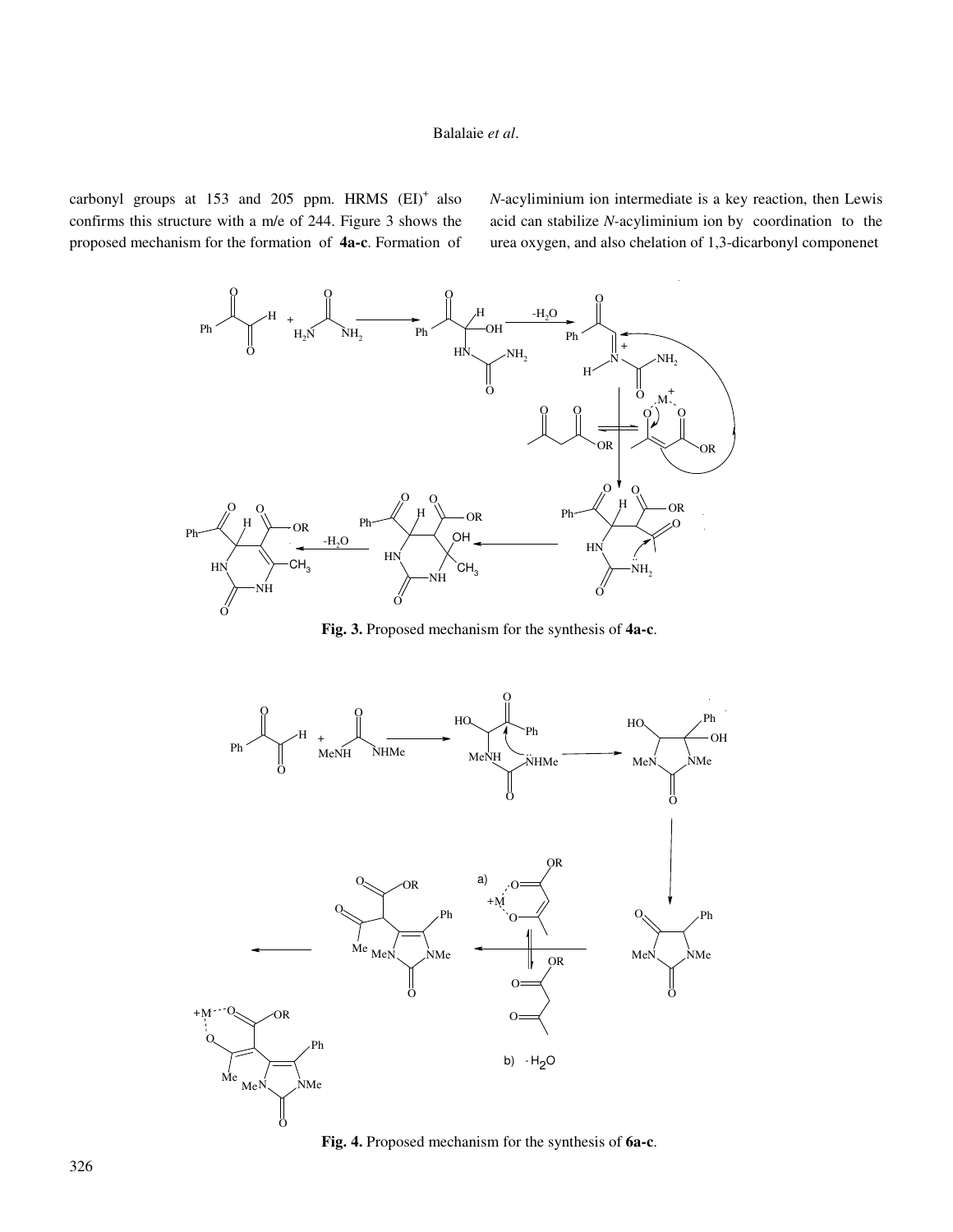carbonyl groups at 153 and 205 ppm. HRMS (EI)$^+$ also confirms this structure with a m/e of 244. Figure 3 shows the proposed mechanism for the formation of **4a-c**. Formation of *N*-acyliminium ion intermediate is a key reaction, then Lewis acid can stabilize *N*-acyliminium ion by coordination to the urea oxygen, and also chelation of 1,3-dicarbonyl componenet

**Fig. 3.** Proposed mechanism for the synthesis of **4a-c**.

**Fig. 4.** Proposed mechanism for the synthesis of **6a-c**.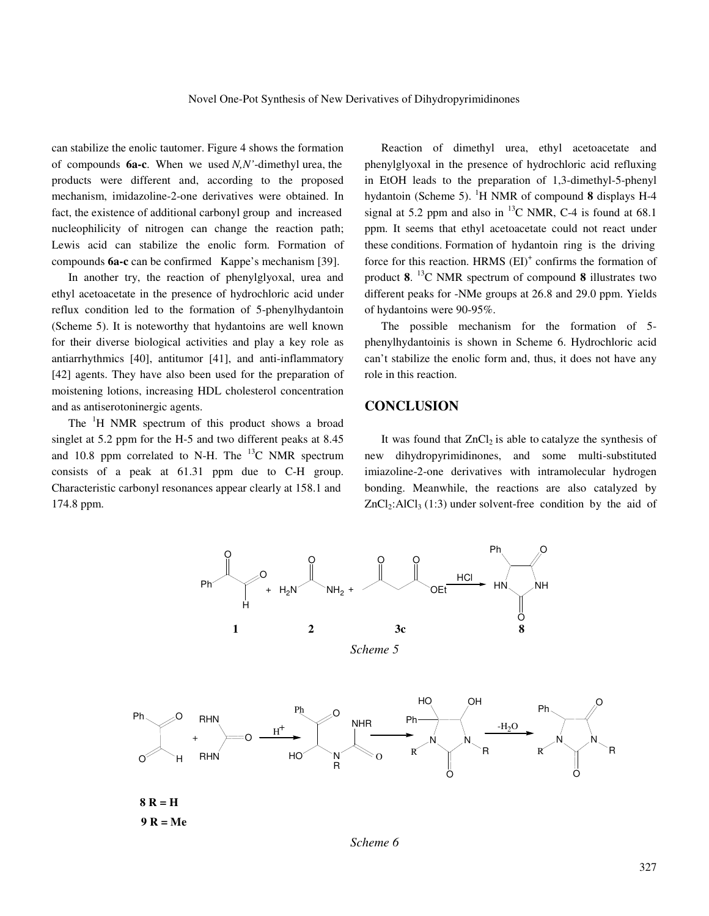can stabilize the enolic tautomer. Figure 4 shows the formation of compounds **6a-c**. When we used *N,N'*-dimethyl urea, the products were different and, according to the proposed mechanism, imidazoline-2-one derivatives were obtained. In fact, the existence of additional carbonyl group and increased nucleophilicity of nitrogen can change the reaction path; Lewis acid can stabilize the enolic form. Formation of compounds **6a-c** can be confirmed Kappe's mechanism [39].

In another try, the reaction of phenylglyoxal, urea and ethyl acetoacetate in the presence of hydrochloric acid under reflux condition led to the formation of 5-phenylhydantoin (Scheme 5). It is noteworthy that hydantoins are well known for their diverse biological activities and play a key role as antiarrhythmics [40], antitumor [41], and anti-inflammatory [42] agents. They have also been used for the preparation of moistening lotions, increasing HDL cholesterol concentration and as antiserotoninergic agents.

The $^{1}H$ NMR spectrum of this product shows a broad singlet at 5.2 ppm for the H-5 and two different peaks at 8.45 and 10.8 ppm correlated to N-H. The $^{13}C$ NMR spectrum consists of a peak at 61.31 ppm due to C-H group. Characteristic carbonyl resonances appear clearly at 158.1 and 174.8 ppm.

Reaction of dimethyl urea, ethyl acetoacetate and phenylglyoxal in the presence of hydrochloric acid refluxing in EtOH leads to the preparation of 1,3-dimethyl-5-phenyl hydantoin (Scheme 5). $^{1}H$ NMR of compound **8** displays H-4 signal at 5.2 ppm and also in $^{13}C$ NMR, C-4 is found at 68.1 ppm. It seems that ethyl acetoacetate could not react under these conditions. Formation of hydantoin ring is the driving force for this reaction. HRMS $(EI)^{+}$ confirms the formation of product **8**. $^{13}C$ NMR spectrum of compound **8** illustrates two different peaks for -NMe groups at 26.8 and 29.0 ppm. Yields of hydantoins were 90-95%.

The possible mechanism for the formation of 5-phenylhydantoinis is shown in Scheme 6. Hydrochloric acid can't stabilize the enolic form and, thus, it does not have any role in this reaction.

## CONCLUSION

It was found that $ZnCl_2$ is able to catalyze the synthesis of new dihydropyrimidinones, and some multi-substituted imiazoline-2-one derivatives with intramolecular hydrogen bonding. Meanwhile, the reactions are also catalyzed by $ZnCl_2$:$AlCl_3$ (1:3) under solvent-free condition by the aid of

*Scheme 5*

**8 R = H**

**9 R = Me**

*Scheme 6*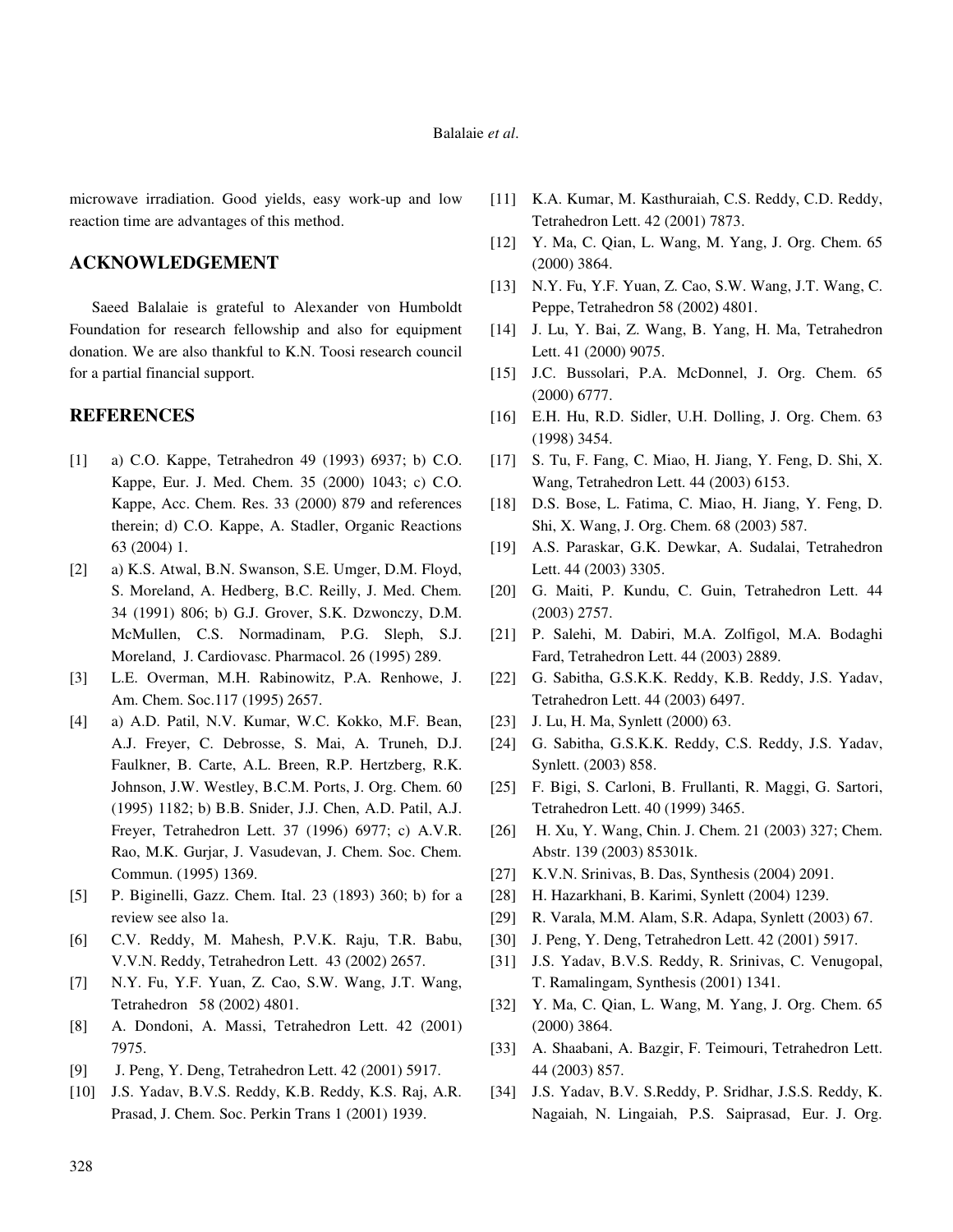microwave irradiation. Good yields, easy work-up and low reaction time are advantages of this method.

## ACKNOWLEDGEMENT

Saeed Balalaie is grateful to Alexander von Humboldt Foundation for research fellowship and also for equipment donation. We are also thankful to K.N. Toosi research council for a partial financial support.

## REFERENCES

- [1] a) C.O. Kappe, Tetrahedron 49 (1993) 6937; b) C.O. Kappe, Eur. J. Med. Chem. 35 (2000) 1043; c) C.O. Kappe, Acc. Chem. Res. 33 (2000) 879 and references therein; d) C.O. Kappe, A. Stadler, Organic Reactions 63 (2004) 1.
- [2] a) K.S. Atwal, B.N. Swanson, S.E. Umger, D.M. Floyd, S. Moreland, A. Hedberg, B.C. Reilly, J. Med. Chem. 34 (1991) 806; b) G.J. Grover, S.K. Dzwonczy, D.M. McMullen, C.S. Normadinam, P.G. Sleph, S.J. Moreland, J. Cardiovasc. Pharmacol. 26 (1995) 289.
- [3] L.E. Overman, M.H. Rabinowitz, P.A. Renhowe, J. Am. Chem. Soc.117 (1995) 2657.
- [4] a) A.D. Patil, N.V. Kumar, W.C. Kokko, M.F. Bean, A.J. Freyer, C. Debrosse, S. Mai, A. Truneh, D.J. Faulkner, B. Carte, A.L. Breen, R.P. Hertzberg, R.K. Johnson, J.W. Westley, B.C.M. Ports, J. Org. Chem. 60 (1995) 1182; b) B.B. Snider, J.J. Chen, A.D. Patil, A.J. Freyer, Tetrahedron Lett. 37 (1996) 6977; c) A.V.R. Rao, M.K. Gurjar, J. Vasudevan, J. Chem. Soc. Chem. Commun. (1995) 1369.
- [5] P. Biginelli, Gazz. Chem. Ital. 23 (1893) 360; b) for a review see also 1a.
- [6] C.V. Reddy, M. Mahesh, P.V.K. Raju, T.R. Babu, V.V.N. Reddy, Tetrahedron Lett. 43 (2002) 2657.
- [7] N.Y. Fu, Y.F. Yuan, Z. Cao, S.W. Wang, J.T. Wang, Tetrahedron 58 (2002) 4801.
- [8] A. Dondoni, A. Massi, Tetrahedron Lett. 42 (2001) 7975.
- [9] J. Peng, Y. Deng, Tetrahedron Lett. 42 (2001) 5917.
- [10] J.S. Yadav, B.V.S. Reddy, K.B. Reddy, K.S. Raj, A.R. Prasad, J. Chem. Soc. Perkin Trans 1 (2001) 1939.
- [11] K.A. Kumar, M. Kasthuraiah, C.S. Reddy, C.D. Reddy, Tetrahedron Lett. 42 (2001) 7873.
- [12] Y. Ma, C. Qian, L. Wang, M. Yang, J. Org. Chem. 65 (2000) 3864.
- [13] N.Y. Fu, Y.F. Yuan, Z. Cao, S.W. Wang, J.T. Wang, C. Peppe, Tetrahedron 58 (2002) 4801.
- [14] J. Lu, Y. Bai, Z. Wang, B. Yang, H. Ma, Tetrahedron Lett. 41 (2000) 9075.
- [15] J.C. Bussolari, P.A. McDonnel, J. Org. Chem. 65 (2000) 6777.
- [16] E.H. Hu, R.D. Sidler, U.H. Dolling, J. Org. Chem. 63 (1998) 3454.
- [17] S. Tu, F. Fang, C. Miao, H. Jiang, Y. Feng, D. Shi, X. Wang, Tetrahedron Lett. 44 (2003) 6153.
- [18] D.S. Bose, L. Fatima, C. Miao, H. Jiang, Y. Feng, D. Shi, X. Wang, J. Org. Chem. 68 (2003) 587.
- [19] A.S. Paraskar, G.K. Dewkar, A. Sudalai, Tetrahedron Lett. 44 (2003) 3305.
- [20] G. Maiti, P. Kundu, C. Guin, Tetrahedron Lett. 44 (2003) 2757.
- [21] P. Salehi, M. Dabiri, M.A. Zolfigol, M.A. Bodaghi Fard, Tetrahedron Lett. 44 (2003) 2889.
- [22] G. Sabitha, G.S.K.K. Reddy, K.B. Reddy, J.S. Yadav, Tetrahedron Lett. 44 (2003) 6497.
- [23] J. Lu, H. Ma, Synlett (2000) 63.
- [24] G. Sabitha, G.S.K.K. Reddy, C.S. Reddy, J.S. Yadav, Synlett. (2003) 858.
- [25] F. Bigi, S. Carloni, B. Frullanti, R. Maggi, G. Sartori, Tetrahedron Lett. 40 (1999) 3465.
- [26] H. Xu, Y. Wang, Chin. J. Chem. 21 (2003) 327; Chem. Abstr. 139 (2003) 85301k.
- [27] K.V.N. Srinivas, B. Das, Synthesis (2004) 2091.
- [28] H. Hazarkhani, B. Karimi, Synlett (2004) 1239.
- [29] R. Varala, M.M. Alam, S.R. Adapa, Synlett (2003) 67.
- [30] J. Peng, Y. Deng, Tetrahedron Lett. 42 (2001) 5917.
- [31] J.S. Yadav, B.V.S. Reddy, R. Srinivas, C. Venugopal, T. Ramalingam, Synthesis (2001) 1341.
- [32] Y. Ma, C. Qian, L. Wang, M. Yang, J. Org. Chem. 65 (2000) 3864.
- [33] A. Shaabani, A. Bazgir, F. Teimouri, Tetrahedron Lett. 44 (2003) 857.
- [34] J.S. Yadav, B.V. S.Reddy, P. Sridhar, J.S.S. Reddy, K. Nagaiah, N. Lingaiah, P.S. Saiprasad, Eur. J. Org.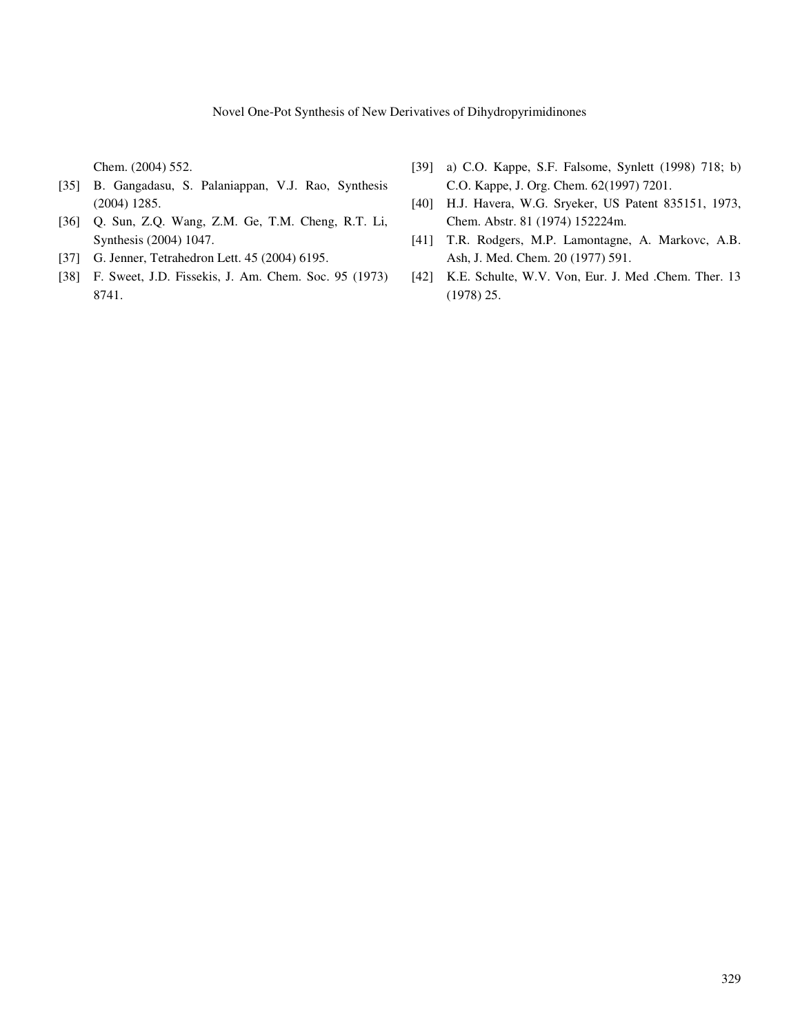Chem. (2004) 552.

[35] B. Gangadasu, S. Palaniappan, V.J. Rao, Synthesis (2004) 1285.

[36] Q. Sun, Z.Q. Wang, Z.M. Ge, T.M. Cheng, R.T. Li, Synthesis (2004) 1047.

[37] G. Jenner, Tetrahedron Lett. 45 (2004) 6195.

[38] F. Sweet, J.D. Fissekis, J. Am. Chem. Soc. 95 (1973) 8741.

[39] a) C.O. Kappe, S.F. Falsome, Synlett (1998) 718; b) C.O. Kappe, J. Org. Chem. 62(1997) 7201.

[40] H.J. Havera, W.G. Sryeker, US Patent 835151, 1973, Chem. Abstr. 81 (1974) 152224m.

[41] T.R. Rodgers, M.P. Lamontagne, A. Markovc, A.B. Ash, J. Med. Chem. 20 (1977) 591.

[42] K.E. Schulte, W.V. Von, Eur. J. Med .Chem. Ther. 13 (1978) 25.